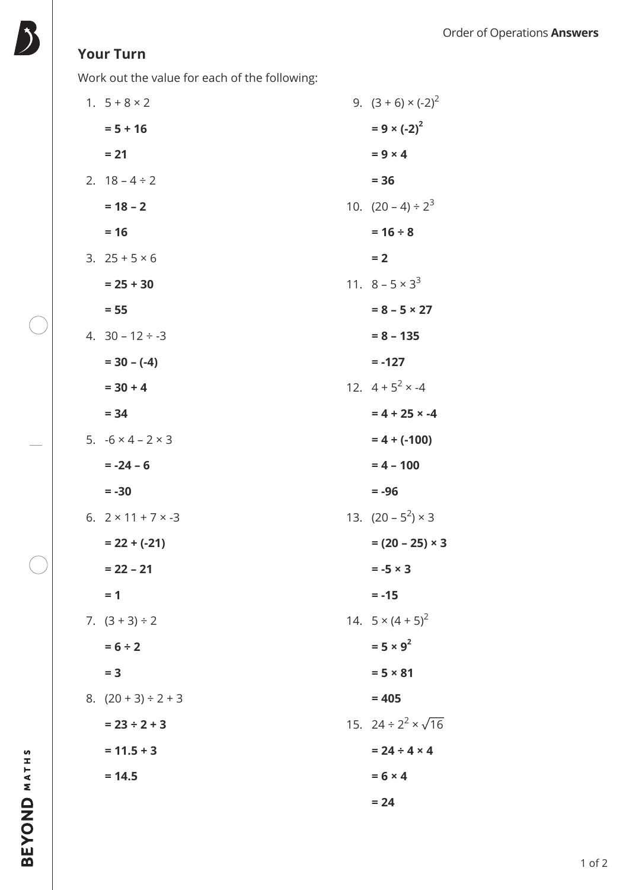## Your Turn

Work out the value for each of the following:

1. $5 + 8 \times 2$

   $= \mathbf{5 + 16}$

   $= \mathbf{21}$

2. $18 - 4 \div 2$

   $= \mathbf{18 - 2}$

   $= \mathbf{16}$

3. $25 + 5 \times 6$

   $= \mathbf{25 + 30}$

   $= \mathbf{55}$

4. $30 - 12 \div -3$

   $= \mathbf{30 - (-4)}$

   $= \mathbf{30 + 4}$

   $= \mathbf{34}$

5. $-6 \times 4 - 2 \times 3$

   $= \mathbf{-24 - 6}$

   $= \mathbf{-30}$

6. $2 \times 11 + 7 \times -3$

   $= \mathbf{22 + (-21)}$

   $= \mathbf{22 - 21}$

   $= \mathbf{1}$

7. $(3 + 3) \div 2$

   $= \mathbf{6 \div 2}$

   $= \mathbf{3}$

8. $(20 + 3) \div 2 + 3$

   $= \mathbf{23 \div 2 + 3}$

   $= \mathbf{11.5 + 3}$

   $= \mathbf{14.5}$

9. $(3 + 6) \times (-2)^2$

   $= \mathbf{9 \times (-2)^2}$

   $= \mathbf{9 \times 4}$

   $= \mathbf{36}$

10. $(20 - 4) \div 2^3$

    $= \mathbf{16 \div 8}$

    $= \mathbf{2}$

11. $8 - 5 \times 3^3$

    $= \mathbf{8 - 5 \times 27}$

    $= \mathbf{8 - 135}$

    $= \mathbf{-127}$

12. $4 + 5^2 \times -4$

    $= \mathbf{4 + 25 \times -4}$

    $= \mathbf{4 + (-100)}$

    $= \mathbf{4 - 100}$

    $= \mathbf{-96}$

13. $(20 - 5^2) \times 3$

    $= \mathbf{(20 - 25) \times 3}$

    $= \mathbf{-5 \times 3}$

    $= \mathbf{-15}$

14. $5 \times (4 + 5)^2$

    $= \mathbf{5 \times 9^2}$

    $= \mathbf{5 \times 81}$

    $= \mathbf{405}$

15. $24 \div 2^2 \times \sqrt{16}$

    $= \mathbf{24 \div 4 \times 4}$

    $= \mathbf{6 \times 4}$

    $= \mathbf{24}$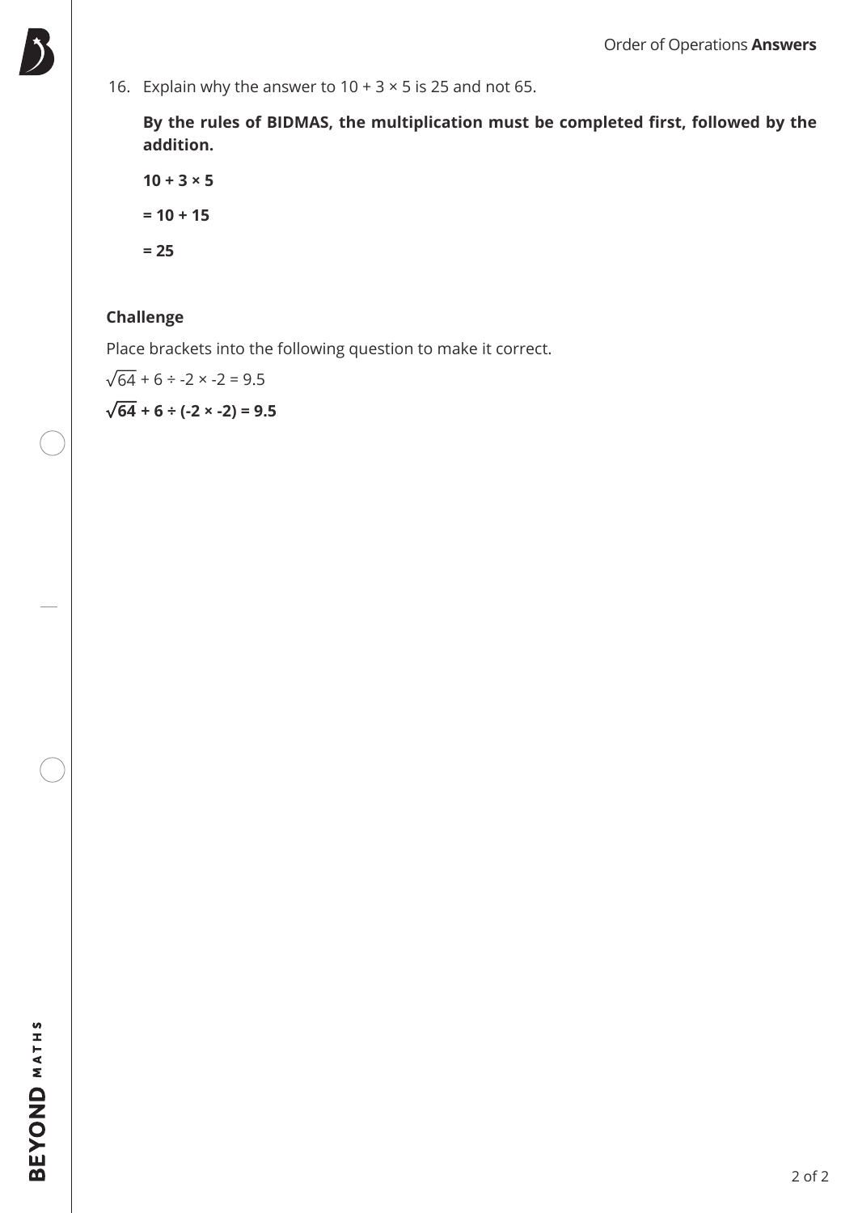16. Explain why the answer to $10 + 3 \times 5$ is 25 and not 65.

    **By the rules of BIDMAS, the multiplication must be completed first, followed by the addition.**

    $10 + 3 \times 5$

    $= 10 + 15$

    $= 25$

**Challenge**

Place brackets into the following question to make it correct.

$\sqrt{64} + 6 \div -2 \times -2 = 9.5$

$\sqrt{64} + 6 \div (-2 \times -2) = 9.5$